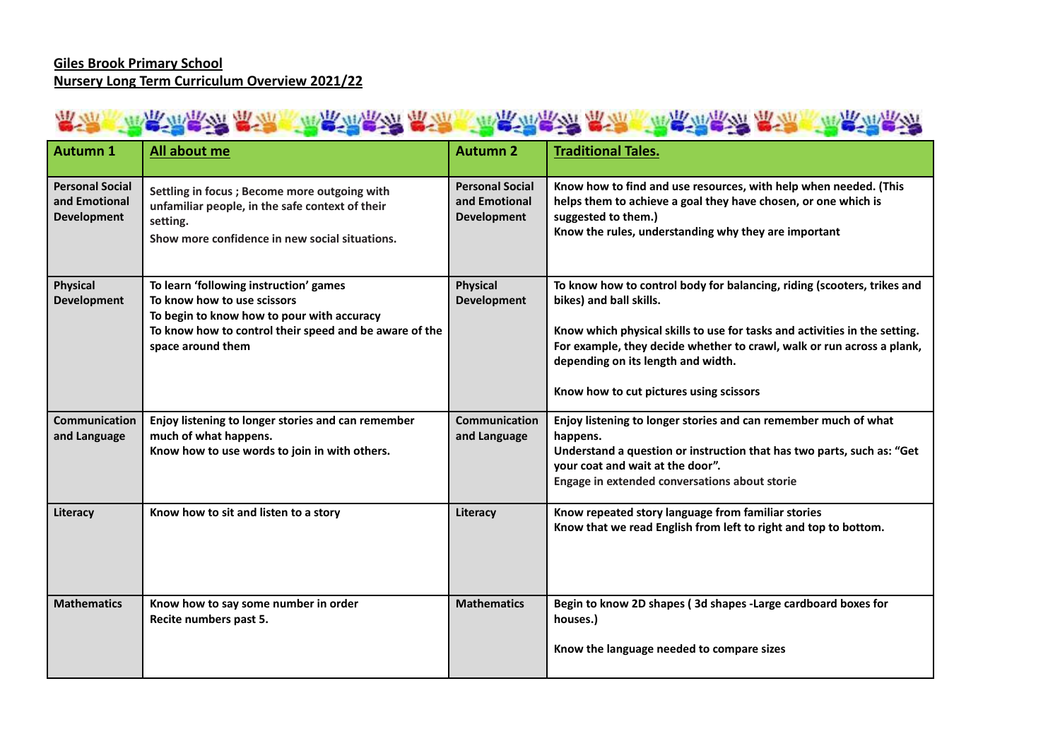**Giles Brook Primary School**
**Nursery Long Term Curriculum Overview 2021/22**

| **Autumn 1** | **All about me** | **Autumn 2** | **Traditional Tales.** |
|---|---|---|---|
| **Personal Social and Emotional Development** | Settling in focus ; Become more outgoing with unfamiliar people, in the safe context of their setting.<br>Show more confidence in new social situations. | **Personal Social and Emotional Development** | Know how to find and use resources, with help when needed. (This helps them to achieve a goal they have chosen, or one which is suggested to them.)<br>Know the rules, understanding why they are important |
| **Physical Development** | To learn 'following instruction' games<br>To know how to use scissors<br>To begin to know how to pour with accuracy<br>To know how to control their speed and be aware of the space around them | **Physical Development** | To know how to control body for balancing, riding (scooters, trikes and bikes) and ball skills.<br><br>Know which physical skills to use for tasks and activities in the setting. For example, they decide whether to crawl, walk or run across a plank, depending on its length and width.<br><br>Know how to cut pictures using scissors |
| **Communication and Language** | Enjoy listening to longer stories and can remember much of what happens.<br>Know how to use words to join in with others. | **Communication and Language** | Enjoy listening to longer stories and can remember much of what happens.<br>Understand a question or instruction that has two parts, such as: "Get your coat and wait at the door".<br>Engage in extended conversations about storie |
| **Literacy** | Know how to sit and listen to a story | **Literacy** | Know repeated story language from familiar stories<br>Know that we read English from left to right and top to bottom. |
| **Mathematics** | Know how to say some number in order<br>Recite numbers past 5. | **Mathematics** | Begin to know 2D shapes ( 3d shapes -Large cardboard boxes for houses.)<br><br>Know the language needed to compare sizes |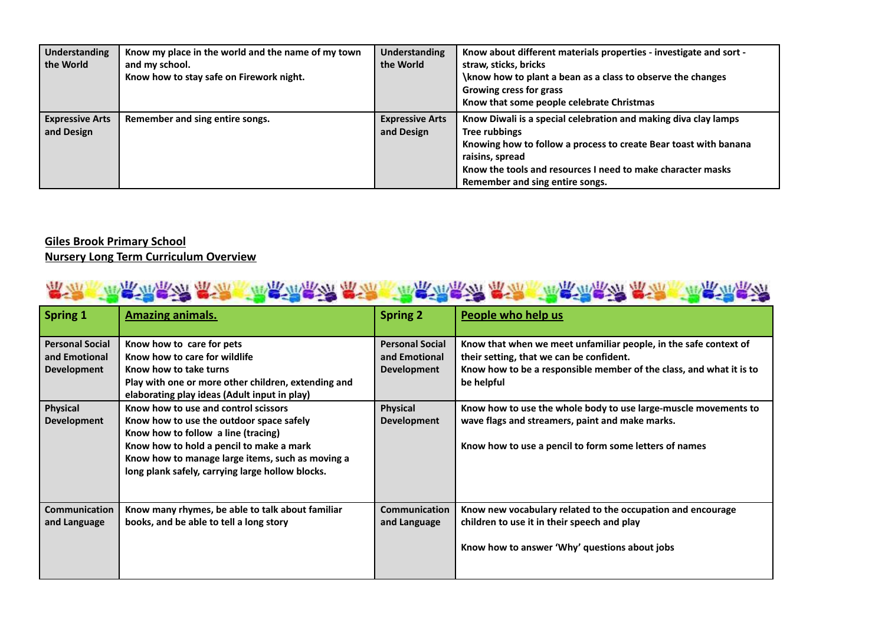| Understanding the World | Know my place in the world and the name of my town and my school.<br>Know how to stay safe on Firework night. | Understanding the World | Know about different materials properties - investigate and sort - straw, sticks, bricks<br>\know how to plant a bean as a class to observe the changes<br>Growing cress for grass<br>Know that some people celebrate Christmas |
|---|---|---|---|
| Expressive Arts and Design | Remember and sing entire songs. | Expressive Arts and Design | Know Diwali is a special celebration and making diva clay lamps<br>Tree rubbings<br>Knowing how to follow a process to create Bear toast with banana raisins, spread<br>Know the tools and resources I need to make character masks<br>Remember and sing entire songs. |

**Giles Brook Primary School**
**Nursery Long Term Curriculum Overview**

| Spring 1 | Amazing animals. | Spring 2 | People who help us |
|---|---|---|---|
| Personal Social and Emotional Development | Know how to care for pets<br>Know how to care for wildlife<br>Know how to take turns<br>Play with one or more other children, extending and elaborating play ideas (Adult input in play) | Personal Social and Emotional Development | Know that when we meet unfamiliar people, in the safe context of their setting, that we can be confident.<br>Know how to be a responsible member of the class, and what it is to be helpful |
| Physical Development | Know how to use and control scissors<br>Know how to use the outdoor space safely<br>Know how to follow a line (tracing)<br>Know how to hold a pencil to make a mark<br>Know how to manage large items, such as moving a long plank safely, carrying large hollow blocks. | Physical Development | Know how to use the whole body to use large-muscle movements to wave flags and streamers, paint and make marks.<br><br>Know how to use a pencil to form some letters of names |
| Communication and Language | Know many rhymes, be able to talk about familiar books, and be able to tell a long story | Communication and Language | Know new vocabulary related to the occupation and encourage children to use it in their speech and play<br><br>Know how to answer 'Why' questions about jobs |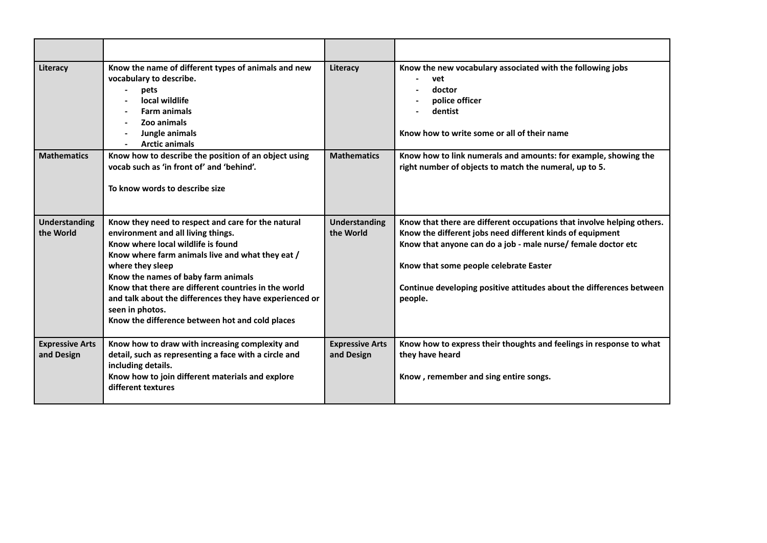| | | | |
|---|---|---|---|
| **Literacy** | **Know the name of different types of animals and new vocabulary to describe.**<br>- **pets**<br>- **local wildlife**<br>- **Farm animals**<br>- **Zoo animals**<br>- **Jungle animals**<br>- **Arctic animals** | **Literacy** | **Know the new vocabulary associated with the following jobs**<br>- **vet**<br>- **doctor**<br>- **police officer**<br>- **dentist**<br><br>**Know how to write some or all of their name** |
| **Mathematics** | **Know how to describe the position of an object using vocab such as 'in front of' and 'behind'.**<br><br>**To know words to describe size** | **Mathematics** | **Know how to link numerals and amounts: for example, showing the right number of objects to match the numeral, up to 5.** |
| **Understanding the World** | **Know they need to respect and care for the natural environment and all living things.**<br>**Know where local wildlife is found**<br>**Know where farm animals live and what they eat / where they sleep**<br>**Know the names of baby farm animals**<br>**Know that there are different countries in the world and talk about the differences they have experienced or seen in photos.**<br>**Know the difference between hot and cold places** | **Understanding the World** | **Know that there are different occupations that involve helping others.**<br>**Know the different jobs need different kinds of equipment**<br>**Know that anyone can do a job - male nurse/ female doctor etc**<br><br>**Know that some people celebrate Easter**<br><br>**Continue developing positive attitudes about the differences between people.** |
| **Expressive Arts and Design** | **Know how to draw with increasing complexity and detail, such as representing a face with a circle and including details.**<br>**Know how to join different materials and explore different textures** | **Expressive Arts and Design** | **Know how to express their thoughts and feelings in response to what they have heard**<br><br>**Know , remember and sing entire songs.** |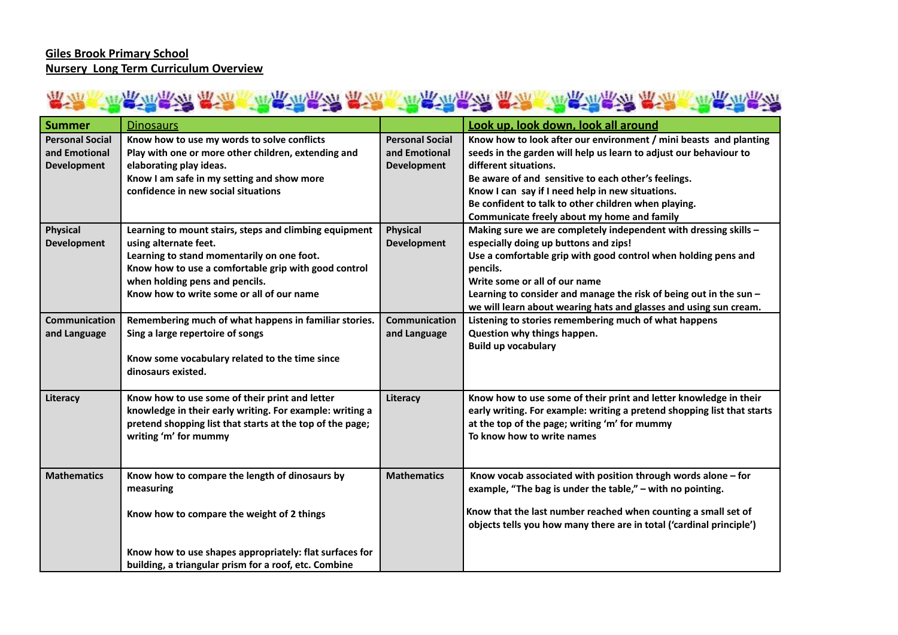**Giles Brook Primary School**
**Nursery Long Term Curriculum Overview**

| Summer | Dinosaurs | | Look up, look down, look all around |
|---|---|---|---|
| Personal Social and Emotional Development | Know how to use my words to solve conflicts<br>Play with one or more other children, extending and elaborating play ideas.<br>Know I am safe in my setting and show more confidence in new social situations | Personal Social and Emotional Development | Know how to look after our environment / mini beasts and planting seeds in the garden will help us learn to adjust our behaviour to different situations.<br>Be aware of and sensitive to each other's feelings.<br>Know I can say if I need help in new situations.<br>Be confident to talk to other children when playing.<br>Communicate freely about my home and family |
| Physical Development | Learning to mount stairs, steps and climbing equipment using alternate feet.<br>Learning to stand momentarily on one foot.<br>Know how to use a comfortable grip with good control when holding pens and pencils.<br>Know how to write some or all of our name | Physical Development | Making sure we are completely independent with dressing skills – especially doing up buttons and zips!<br>Use a comfortable grip with good control when holding pens and pencils.<br>Write some or all of our name<br>Learning to consider and manage the risk of being out in the sun – we will learn about wearing hats and glasses and using sun cream. |
| Communication and Language | Remembering much of what happens in familiar stories.<br>Sing a large repertoire of songs<br><br>Know some vocabulary related to the time since dinosaurs existed. | Communication and Language | Listening to stories remembering much of what happens<br>Question why things happen.<br>Build up vocabulary |
| Literacy | Know how to use some of their print and letter knowledge in their early writing. For example: writing a pretend shopping list that starts at the top of the page; writing 'm' for mummy | Literacy | Know how to use some of their print and letter knowledge in their early writing. For example: writing a pretend shopping list that starts at the top of the page; writing 'm' for mummy<br>To know how to write names |
| Mathematics | Know how to compare the length of dinosaurs by measuring<br><br>Know how to compare the weight of 2 things<br><br>Know how to use shapes appropriately: flat surfaces for building, a triangular prism for a roof, etc. Combine | Mathematics | Know vocab associated with position through words alone – for example, "The bag is under the table," – with no pointing.<br><br>Know that the last number reached when counting a small set of objects tells you how many there are in total ('cardinal principle') |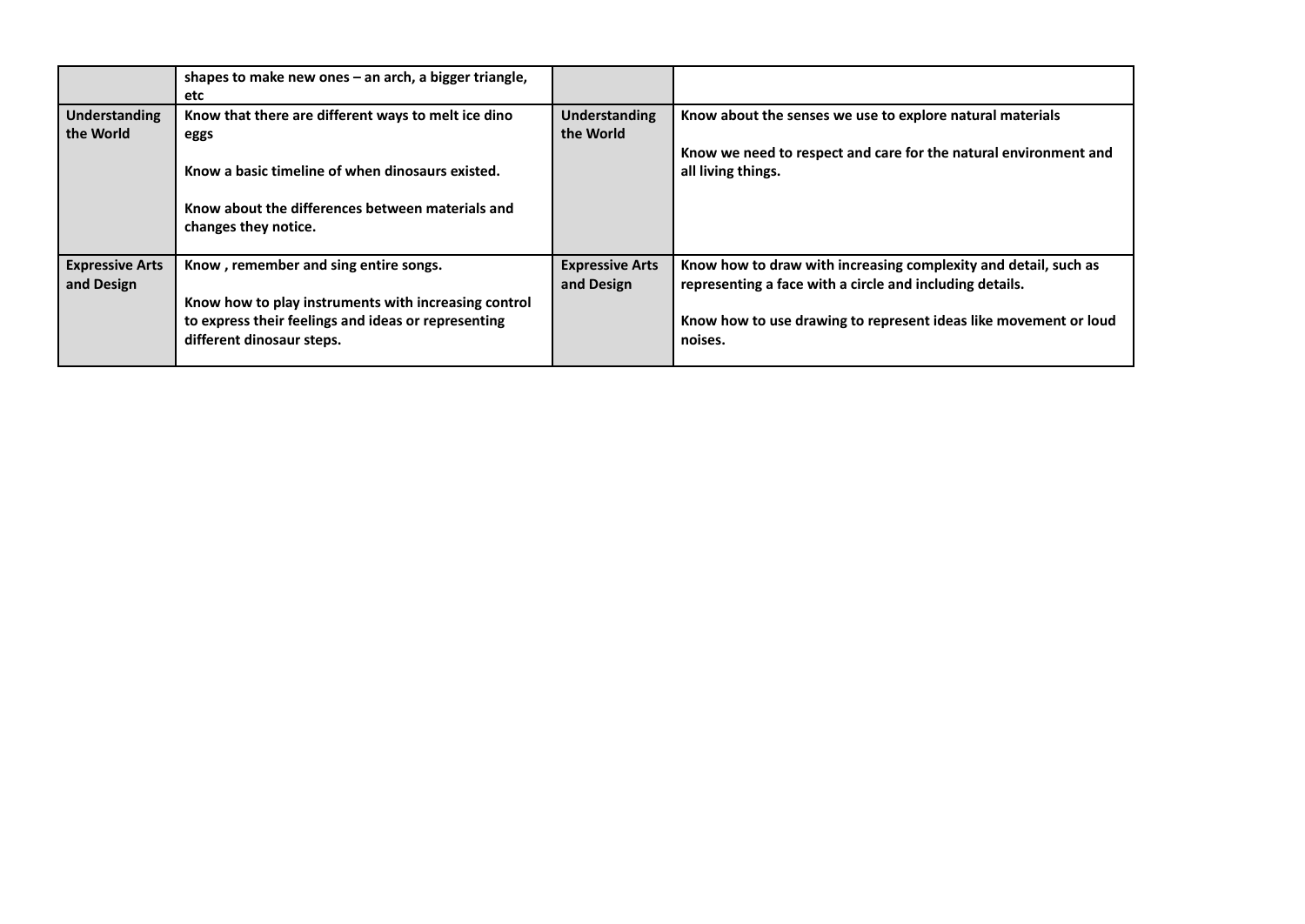| | | | |
|---|---|---|---|
| | shapes to make new ones – an arch, a bigger triangle, etc | | |
| Understanding the World | Know that there are different ways to melt ice dino eggs<br><br>Know a basic timeline of when dinosaurs existed.<br><br>Know about the differences between materials and changes they notice. | Understanding the World | Know about the senses we use to explore natural materials<br><br>Know we need to respect and care for the natural environment and all living things. |
| Expressive Arts and Design | Know , remember and sing entire songs.<br><br>Know how to play instruments with increasing control to express their feelings and ideas or representing different dinosaur steps. | Expressive Arts and Design | Know how to draw with increasing complexity and detail, such as representing a face with a circle and including details.<br><br>Know how to use drawing to represent ideas like movement or loud noises. |